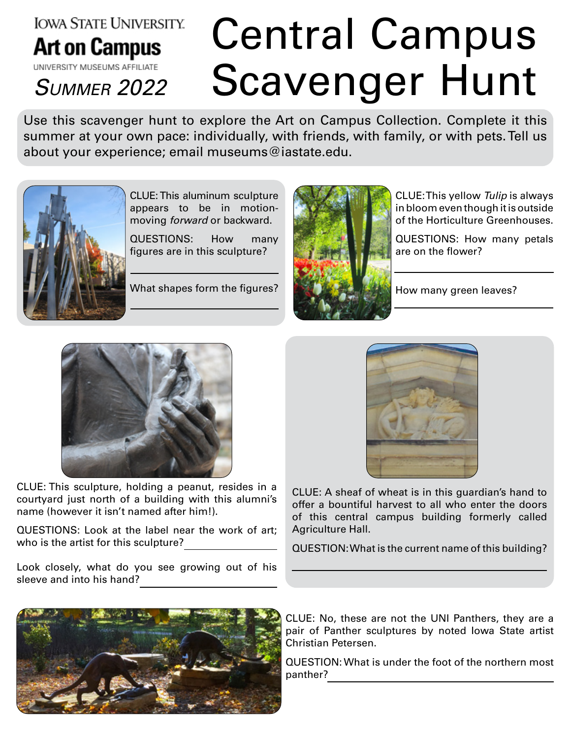IOWA STATE UNIVERSITY
**Art on Campus**
UNIVERSITY MUSEUMS AFFILIATE

*SUMMER 2022*

# Central Campus Scavenger Hunt

Use this scavenger hunt to explore the Art on Campus Collection. Complete it this summer at your own pace: individually, with friends, with family, or with pets. Tell us about your experience; email museums@iastate.edu.

CLUE: This aluminum sculpture appears to be in motion-moving *forward* or backward.

QUESTIONS: How many figures are in this sculpture?

______________________

What shapes form the figures?

______________________

CLUE: This yellow *Tulip* is always in bloom even though it is outside of the Horticulture Greenhouses.

QUESTIONS: How many petals are on the flower?

______________________

How many green leaves?

______________________

CLUE: This sculpture, holding a peanut, resides in a courtyard just north of a building with this alumni's name (however it isn't named after him!).

QUESTIONS: Look at the label near the work of art; who is the artist for this sculpture? ______________________

Look closely, what do you see growing out of his sleeve and into his hand? ______________________

CLUE: A sheaf of wheat is in this guardian's hand to offer a bountiful harvest to all who enter the doors of this central campus building formerly called Agriculture Hall.

QUESTION: What is the current name of this building?

______________________

CLUE: No, these are not the UNI Panthers, they are a pair of Panther sculptures by noted Iowa State artist Christian Petersen.

QUESTION: What is under the foot of the northern most panther? ______________________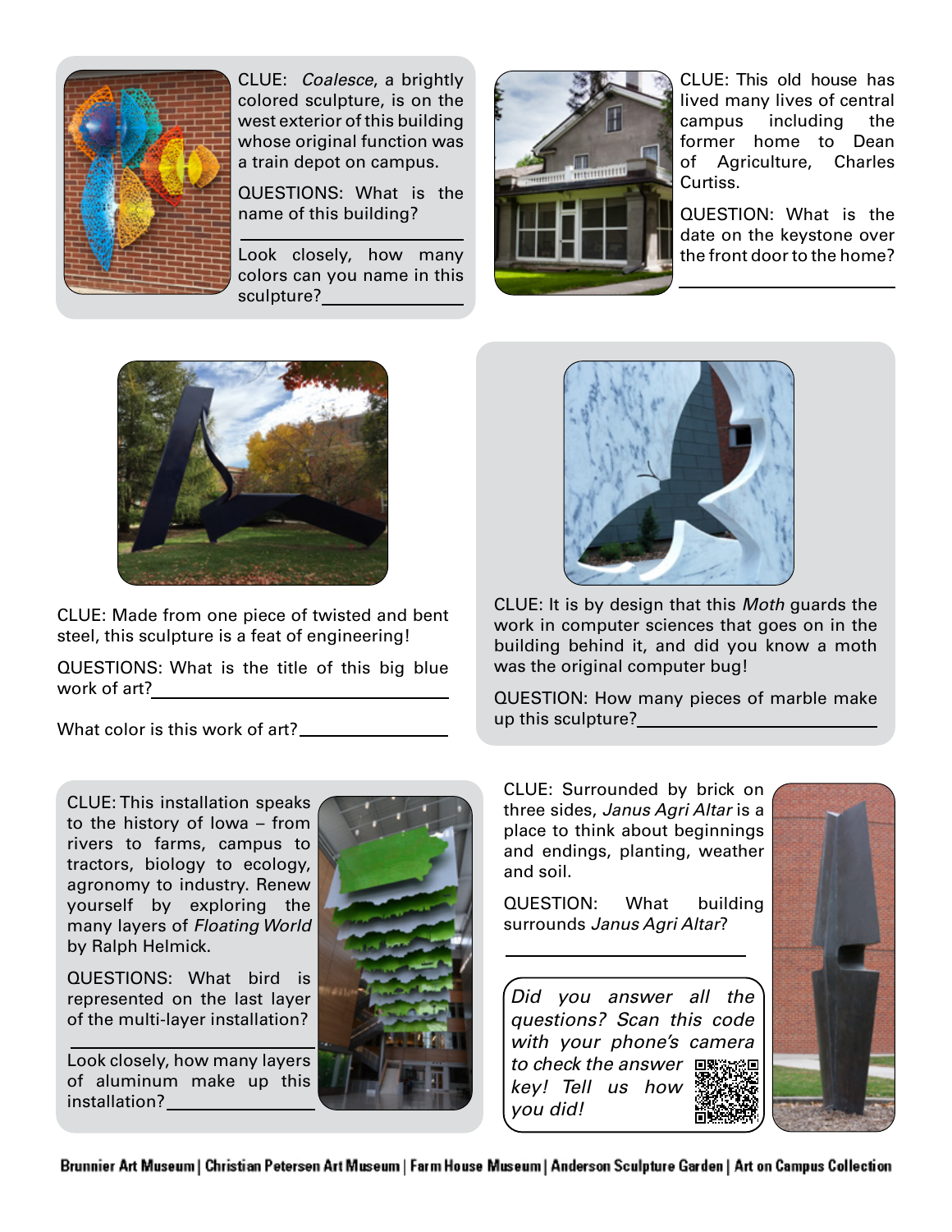CLUE: *Coalesce*, a brightly colored sculpture, is on the west exterior of this building whose original function was a train depot on campus.

QUESTIONS: What is the name of this building?

\_\_\_\_\_\_\_\_\_\_\_\_\_\_\_\_\_\_\_\_

Look closely, how many colors can you name in this sculpture?\_\_\_\_\_\_\_\_\_\_

CLUE: This old house has lived many lives of central campus including the former home to Dean of Agriculture, Charles Curtiss.

QUESTION: What is the date on the keystone over the front door to the home?

\_\_\_\_\_\_\_\_\_\_\_\_\_\_\_\_\_\_\_\_

CLUE: Made from one piece of twisted and bent steel, this sculpture is a feat of engineering!

QUESTIONS: What is the title of this big blue work of art?\_\_\_\_\_\_\_\_\_\_\_\_\_\_\_\_\_\_\_\_

What color is this work of art?\_\_\_\_\_\_\_\_\_\_

CLUE: It is by design that this *Moth* guards the work in computer sciences that goes on in the building behind it, and did you know a moth was the original computer bug!

QUESTION: How many pieces of marble make up this sculpture?\_\_\_\_\_\_\_\_\_\_\_\_\_\_\_\_\_\_\_\_

CLUE: This installation speaks to the history of Iowa – from rivers to farms, campus to tractors, biology to ecology, agronomy to industry. Renew yourself by exploring the many layers of *Floating World* by Ralph Helmick.

QUESTIONS: What bird is represented on the last layer of the multi-layer installation?

\_\_\_\_\_\_\_\_\_\_\_\_\_\_\_\_\_\_\_\_

Look closely, how many layers of aluminum make up this installation?\_\_\_\_\_\_\_\_\_\_

CLUE: Surrounded by brick on three sides, *Janus Agri Altar* is a place to think about beginnings and endings, planting, weather and soil.

QUESTION: What building surrounds *Janus Agri Altar*?

\_\_\_\_\_\_\_\_\_\_\_\_\_\_\_\_\_\_\_\_

*Did you answer all the questions? Scan this code with your phone's camera to check the answer key! Tell us how you did!*